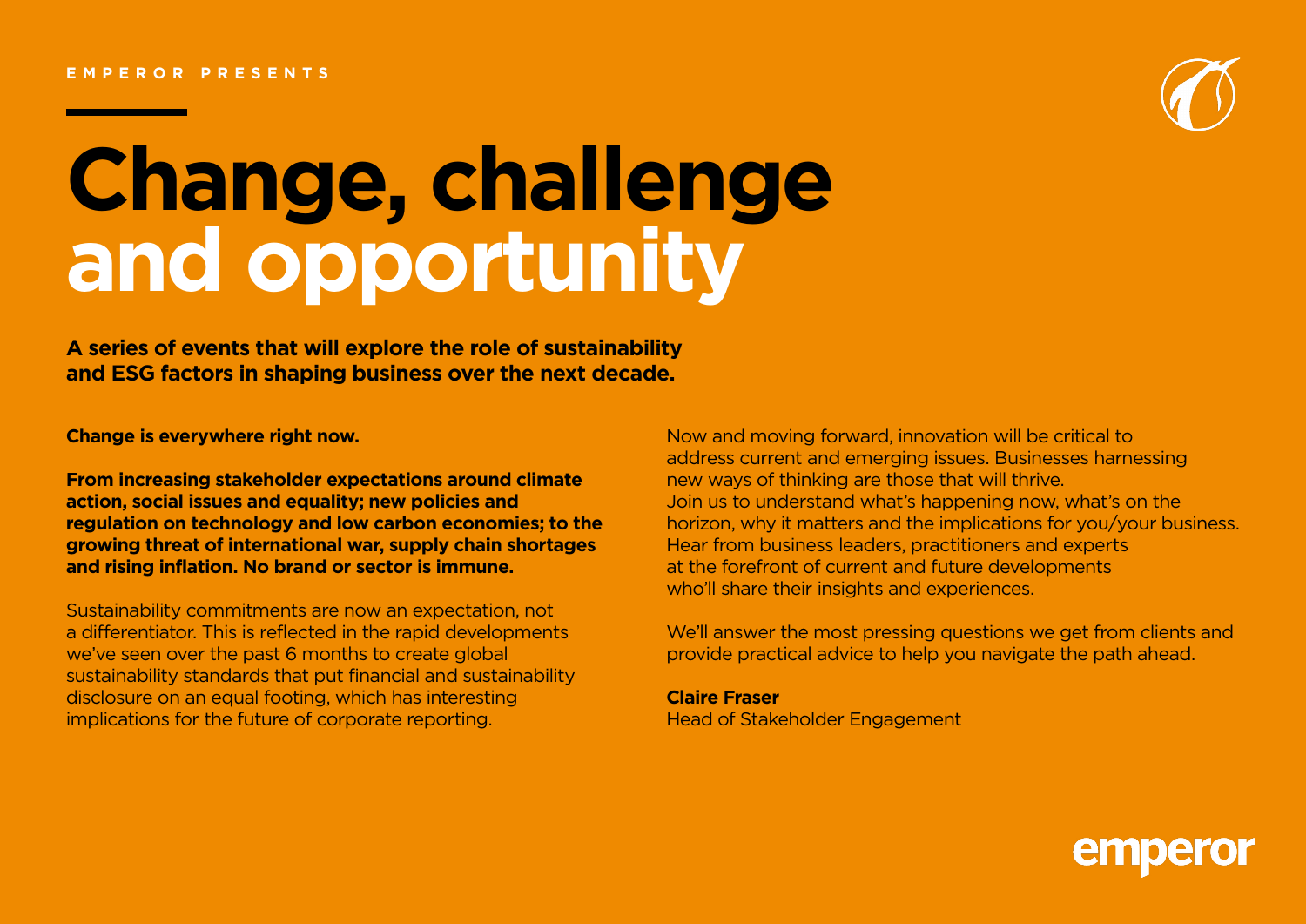**EMPEROR PRESENTS**

# Change, challenge and opportunity

**A series of events that will explore the role of sustainability and ESG factors in shaping business over the next decade.**

**Change is everywhere right now.**

**From increasing stakeholder expectations around climate action, social issues and equality; new policies and regulation on technology and low carbon economies; to the growing threat of international war, supply chain shortages and rising inflation. No brand or sector is immune.**

Sustainability commitments are now an expectation, not a differentiator. This is reflected in the rapid developments we've seen over the past 6 months to create global sustainability standards that put financial and sustainability disclosure on an equal footing, which has interesting implications for the future of corporate reporting.

Now and moving forward, innovation will be critical to address current and emerging issues. Businesses harnessing new ways of thinking are those that will thrive.
Join us to understand what's happening now, what's on the horizon, why it matters and the implications for you/your business. Hear from business leaders, practitioners and experts at the forefront of current and future developments who'll share their insights and experiences.

We'll answer the most pressing questions we get from clients and provide practical advice to help you navigate the path ahead.

**Claire Fraser**
Head of Stakeholder Engagement

emperor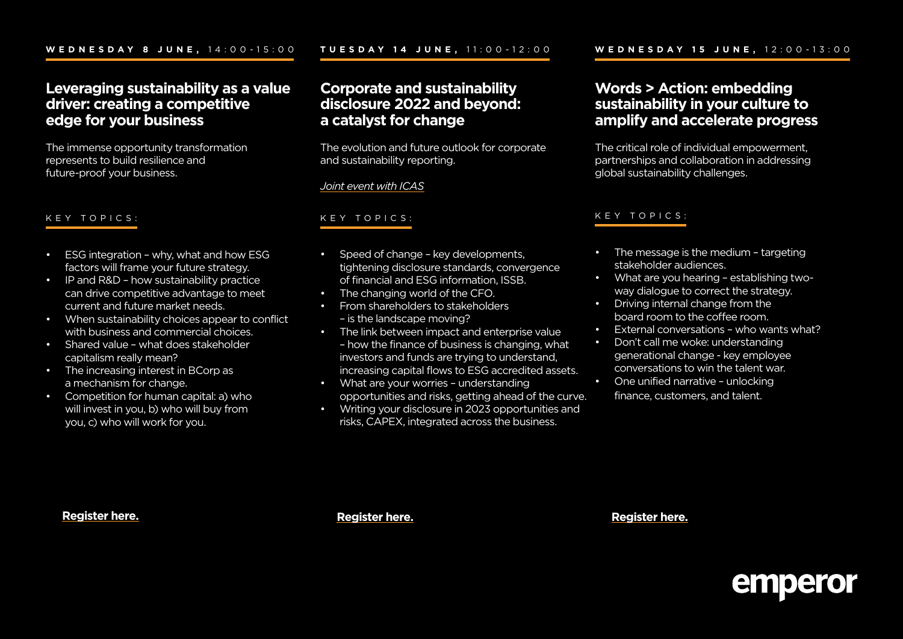**WEDNESDAY 8 JUNE,** 14:00-15:00

## Leveraging sustainability as a value driver: creating a competitive edge for your business

The immense opportunity transformation represents to build resilience and future-proof your business.

KEY TOPICS:

- ESG integration – why, what and how ESG factors will frame your future strategy.
- IP and R&D – how sustainability practice can drive competitive advantage to meet current and future market needs.
- When sustainability choices appear to conflict with business and commercial choices.
- Shared value – what does stakeholder capitalism really mean?
- The increasing interest in BCorp as a mechanism for change.
- Competition for human capital: a) who will invest in you, b) who will buy from you, c) who will work for you.

**Register here.**

**TUESDAY 14 JUNE,** 11:00-12:00

## Corporate and sustainability disclosure 2022 and beyond: a catalyst for change

The evolution and future outlook for corporate and sustainability reporting.

*Joint event with ICAS*

KEY TOPICS:

- Speed of change – key developments, tightening disclosure standards, convergence of financial and ESG information, ISSB.
- The changing world of the CFO.
- From shareholders to stakeholders – is the landscape moving?
- The link between impact and enterprise value – how the finance of business is changing, what investors and funds are trying to understand, increasing capital flows to ESG accredited assets.
- What are your worries – understanding opportunities and risks, getting ahead of the curve.
- Writing your disclosure in 2023 opportunities and risks, CAPEX, integrated across the business.

**Register here.**

**WEDNESDAY 15 JUNE,** 12:00-13:00

## Words > Action: embedding sustainability in your culture to amplify and accelerate progress

The critical role of individual empowerment, partnerships and collaboration in addressing global sustainability challenges.

KEY TOPICS:

- The message is the medium – targeting stakeholder audiences.
- What are you hearing – establishing two-way dialogue to correct the strategy.
- Driving internal change from the board room to the coffee room.
- External conversations – who wants what?
- Don't call me woke: understanding generational change - key employee conversations to win the talent war.
- One unified narrative – unlocking finance, customers, and talent.

**Register here.**

emperor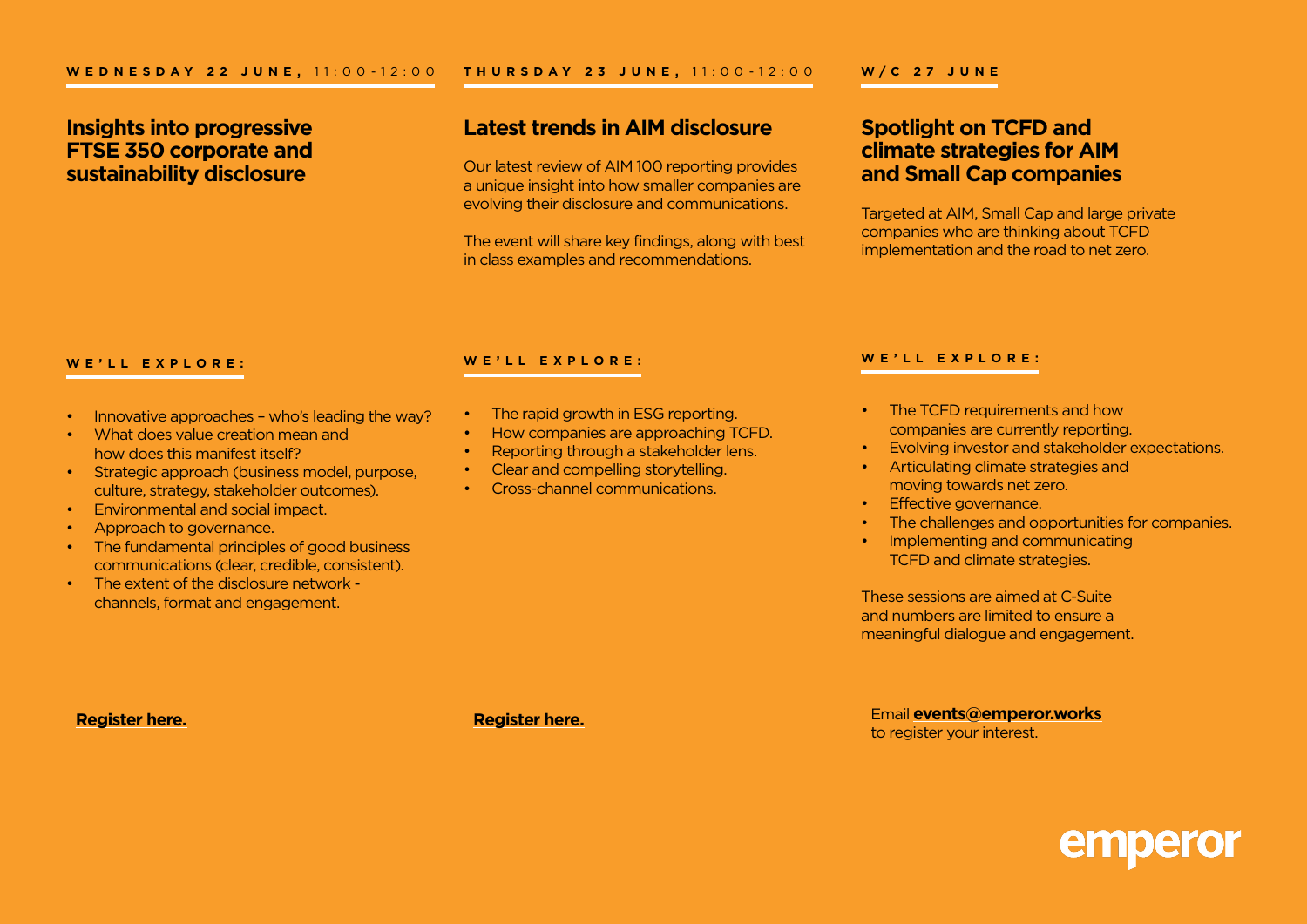**WEDNESDAY 22 JUNE,** 11:00-12:00

## Insights into progressive FTSE 350 corporate and sustainability disclosure

**WE'LL EXPLORE:**

- Innovative approaches – who's leading the way?
- What does value creation mean and how does this manifest itself?
- Strategic approach (business model, purpose, culture, strategy, stakeholder outcomes).
- Environmental and social impact.
- Approach to governance.
- The fundamental principles of good business communications (clear, credible, consistent).
- The extent of the disclosure network - channels, format and engagement.

**Register here.**

**THURSDAY 23 JUNE,** 11:00-12:00

## Latest trends in AIM disclosure

Our latest review of AIM 100 reporting provides a unique insight into how smaller companies are evolving their disclosure and communications.

The event will share key findings, along with best in class examples and recommendations.

**WE'LL EXPLORE:**

- The rapid growth in ESG reporting.
- How companies are approaching TCFD.
- Reporting through a stakeholder lens.
- Clear and compelling storytelling.
- Cross-channel communications.

**Register here.**

**W/C 27 JUNE**

## Spotlight on TCFD and climate strategies for AIM and Small Cap companies

Targeted at AIM, Small Cap and large private companies who are thinking about TCFD implementation and the road to net zero.

**WE'LL EXPLORE:**

- The TCFD requirements and how companies are currently reporting.
- Evolving investor and stakeholder expectations.
- Articulating climate strategies and moving towards net zero.
- Effective governance.
- The challenges and opportunities for companies.
- Implementing and communicating TCFD and climate strategies.

These sessions are aimed at C-Suite and numbers are limited to ensure a meaningful dialogue and engagement.

Email **events@emperor.works** to register your interest.

emperor